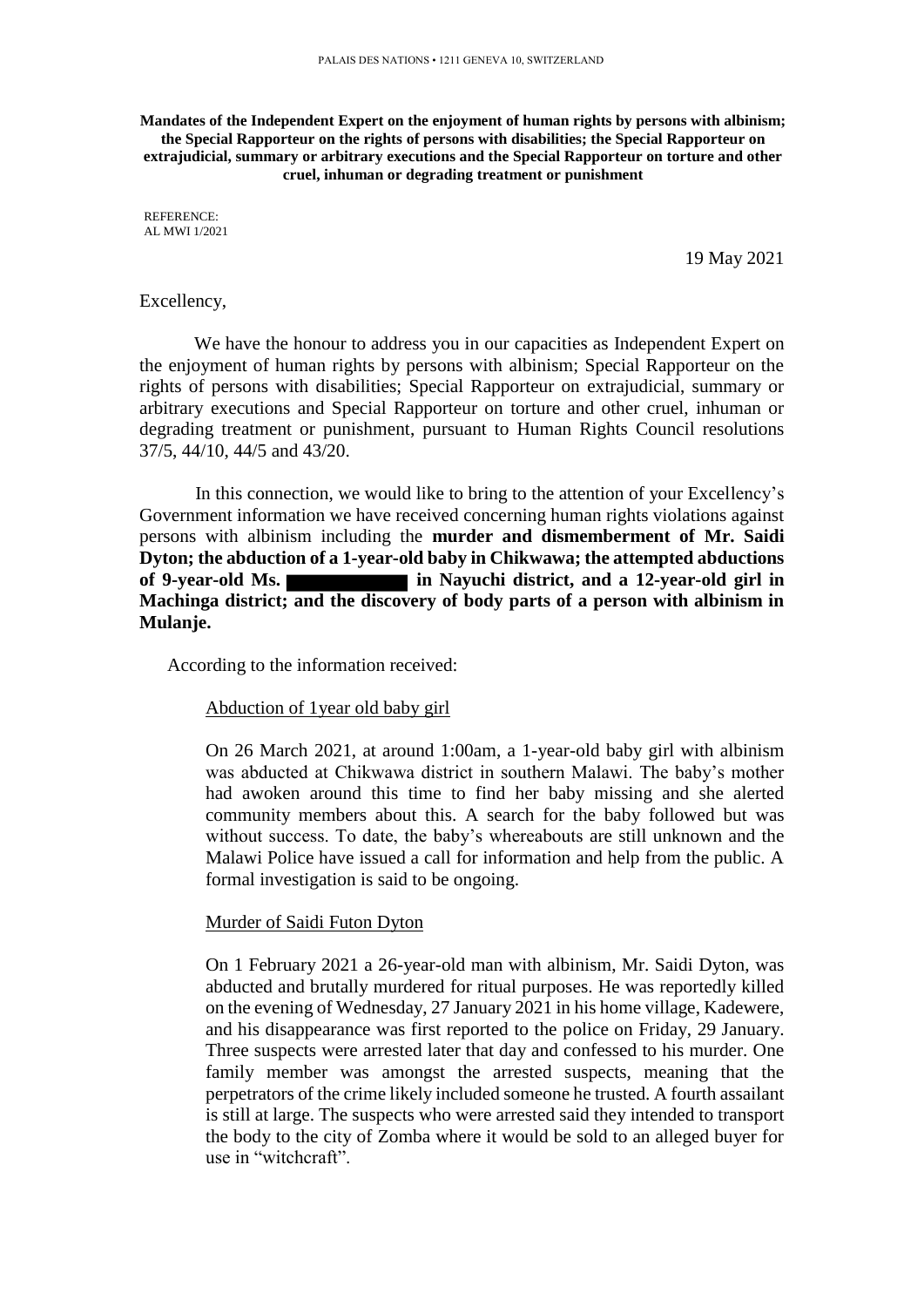PALAIS DES NATIONS • 1211 GENEVA 10, SWITZERLAND

**Mandates of the Independent Expert on the enjoyment of human rights by persons with albinism; the Special Rapporteur on the rights of persons with disabilities; the Special Rapporteur on extrajudicial, summary or arbitrary executions and the Special Rapporteur on torture and other cruel, inhuman or degrading treatment or punishment**

REFERENCE:
AL MWI 1/2021

19 May 2021

Excellency,

We have the honour to address you in our capacities as Independent Expert on the enjoyment of human rights by persons with albinism; Special Rapporteur on the rights of persons with disabilities; Special Rapporteur on extrajudicial, summary or arbitrary executions and Special Rapporteur on torture and other cruel, inhuman or degrading treatment or punishment, pursuant to Human Rights Council resolutions 37/5, 44/10, 44/5 and 43/20.

In this connection, we would like to bring to the attention of your Excellency's Government information we have received concerning human rights violations against persons with albinism including the **murder and dismemberment of Mr. Saidi Dyton; the abduction of a 1-year-old baby in Chikwawa; the attempted abductions of 9-year-old Ms. [redacted] in Nayuchi district, and a 12-year-old girl in Machinga district; and the discovery of body parts of a person with albinism in Mulanje.**

According to the information received:

Abduction of 1year old baby girl

On 26 March 2021, at around 1:00am, a 1-year-old baby girl with albinism was abducted at Chikwawa district in southern Malawi. The baby's mother had awoken around this time to find her baby missing and she alerted community members about this. A search for the baby followed but was without success. To date, the baby's whereabouts are still unknown and the Malawi Police have issued a call for information and help from the public. A formal investigation is said to be ongoing.

Murder of Saidi Futon Dyton

On 1 February 2021 a 26-year-old man with albinism, Mr. Saidi Dyton, was abducted and brutally murdered for ritual purposes. He was reportedly killed on the evening of Wednesday, 27 January 2021 in his home village, Kadewere, and his disappearance was first reported to the police on Friday, 29 January. Three suspects were arrested later that day and confessed to his murder. One family member was amongst the arrested suspects, meaning that the perpetrators of the crime likely included someone he trusted. A fourth assailant is still at large. The suspects who were arrested said they intended to transport the body to the city of Zomba where it would be sold to an alleged buyer for use in "witchcraft".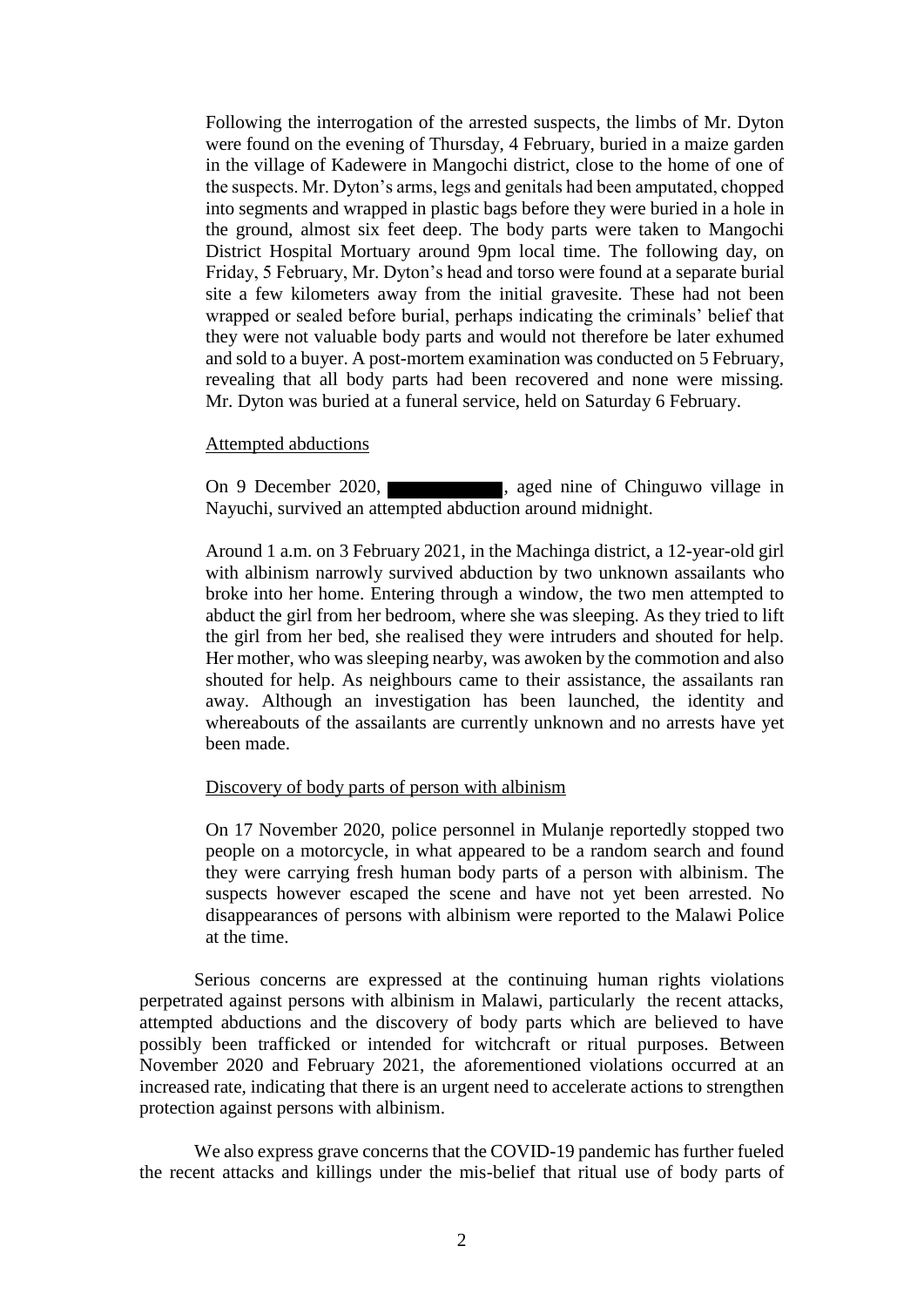Following the interrogation of the arrested suspects, the limbs of Mr. Dyton were found on the evening of Thursday, 4 February, buried in a maize garden in the village of Kadewere in Mangochi district, close to the home of one of the suspects. Mr. Dyton's arms, legs and genitals had been amputated, chopped into segments and wrapped in plastic bags before they were buried in a hole in the ground, almost six feet deep. The body parts were taken to Mangochi District Hospital Mortuary around 9pm local time. The following day, on Friday, 5 February, Mr. Dyton's head and torso were found at a separate burial site a few kilometers away from the initial gravesite. These had not been wrapped or sealed before burial, perhaps indicating the criminals' belief that they were not valuable body parts and would not therefore be later exhumed and sold to a buyer. A post-mortem examination was conducted on 5 February, revealing that all body parts had been recovered and none were missing. Mr. Dyton was buried at a funeral service, held on Saturday 6 February.

Attempted abductions

On 9 December 2020, [REDACTED], aged nine of Chinguwo village in Nayuchi, survived an attempted abduction around midnight.

Around 1 a.m. on 3 February 2021, in the Machinga district, a 12-year-old girl with albinism narrowly survived abduction by two unknown assailants who broke into her home. Entering through a window, the two men attempted to abduct the girl from her bedroom, where she was sleeping. As they tried to lift the girl from her bed, she realised they were intruders and shouted for help. Her mother, who was sleeping nearby, was awoken by the commotion and also shouted for help. As neighbours came to their assistance, the assailants ran away. Although an investigation has been launched, the identity and whereabouts of the assailants are currently unknown and no arrests have yet been made.

Discovery of body parts of person with albinism

On 17 November 2020, police personnel in Mulanje reportedly stopped two people on a motorcycle, in what appeared to be a random search and found they were carrying fresh human body parts of a person with albinism. The suspects however escaped the scene and have not yet been arrested. No disappearances of persons with albinism were reported to the Malawi Police at the time.

Serious concerns are expressed at the continuing human rights violations perpetrated against persons with albinism in Malawi, particularly the recent attacks, attempted abductions and the discovery of body parts which are believed to have possibly been trafficked or intended for witchcraft or ritual purposes. Between November 2020 and February 2021, the aforementioned violations occurred at an increased rate, indicating that there is an urgent need to accelerate actions to strengthen protection against persons with albinism.

We also express grave concerns that the COVID-19 pandemic has further fueled the recent attacks and killings under the mis-belief that ritual use of body parts of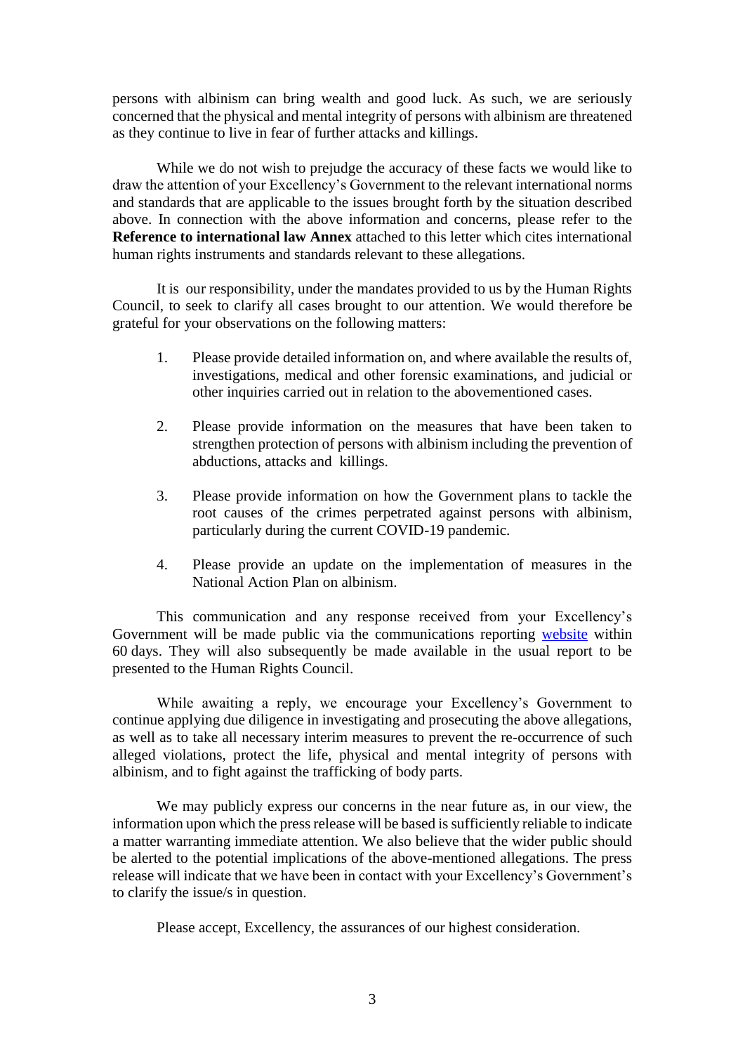persons with albinism can bring wealth and good luck. As such, we are seriously concerned that the physical and mental integrity of persons with albinism are threatened as they continue to live in fear of further attacks and killings.

While we do not wish to prejudge the accuracy of these facts we would like to draw the attention of your Excellency's Government to the relevant international norms and standards that are applicable to the issues brought forth by the situation described above. In connection with the above information and concerns, please refer to the **Reference to international law Annex** attached to this letter which cites international human rights instruments and standards relevant to these allegations.

It is our responsibility, under the mandates provided to us by the Human Rights Council, to seek to clarify all cases brought to our attention. We would therefore be grateful for your observations on the following matters:

1. Please provide detailed information on, and where available the results of, investigations, medical and other forensic examinations, and judicial or other inquiries carried out in relation to the abovementioned cases.

2. Please provide information on the measures that have been taken to strengthen protection of persons with albinism including the prevention of abductions, attacks and killings.

3. Please provide information on how the Government plans to tackle the root causes of the crimes perpetrated against persons with albinism, particularly during the current COVID-19 pandemic.

4. Please provide an update on the implementation of measures in the National Action Plan on albinism.

This communication and any response received from your Excellency's Government will be made public via the communications reporting website within 60 days. They will also subsequently be made available in the usual report to be presented to the Human Rights Council.

While awaiting a reply, we encourage your Excellency's Government to continue applying due diligence in investigating and prosecuting the above allegations, as well as to take all necessary interim measures to prevent the re-occurrence of such alleged violations, protect the life, physical and mental integrity of persons with albinism, and to fight against the trafficking of body parts.

We may publicly express our concerns in the near future as, in our view, the information upon which the press release will be based is sufficiently reliable to indicate a matter warranting immediate attention. We also believe that the wider public should be alerted to the potential implications of the above-mentioned allegations. The press release will indicate that we have been in contact with your Excellency's Government's to clarify the issue/s in question.

Please accept, Excellency, the assurances of our highest consideration.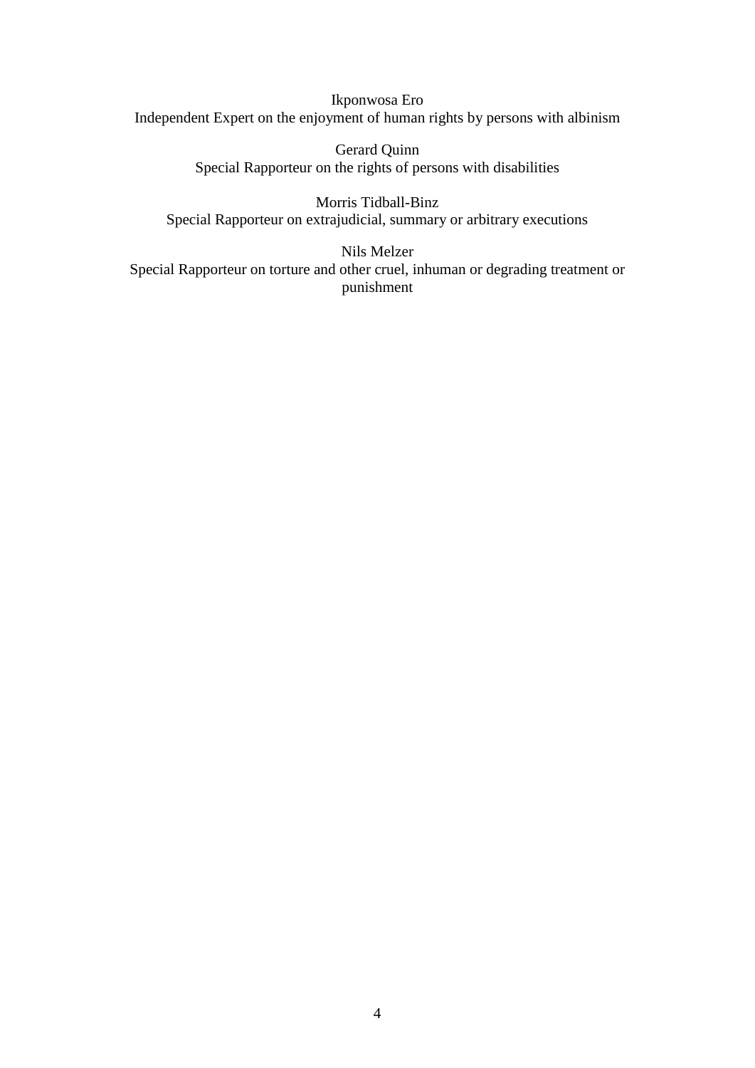Ikponwosa Ero
Independent Expert on the enjoyment of human rights by persons with albinism

Gerard Quinn
Special Rapporteur on the rights of persons with disabilities

Morris Tidball-Binz
Special Rapporteur on extrajudicial, summary or arbitrary executions

Nils Melzer
Special Rapporteur on torture and other cruel, inhuman or degrading treatment or punishment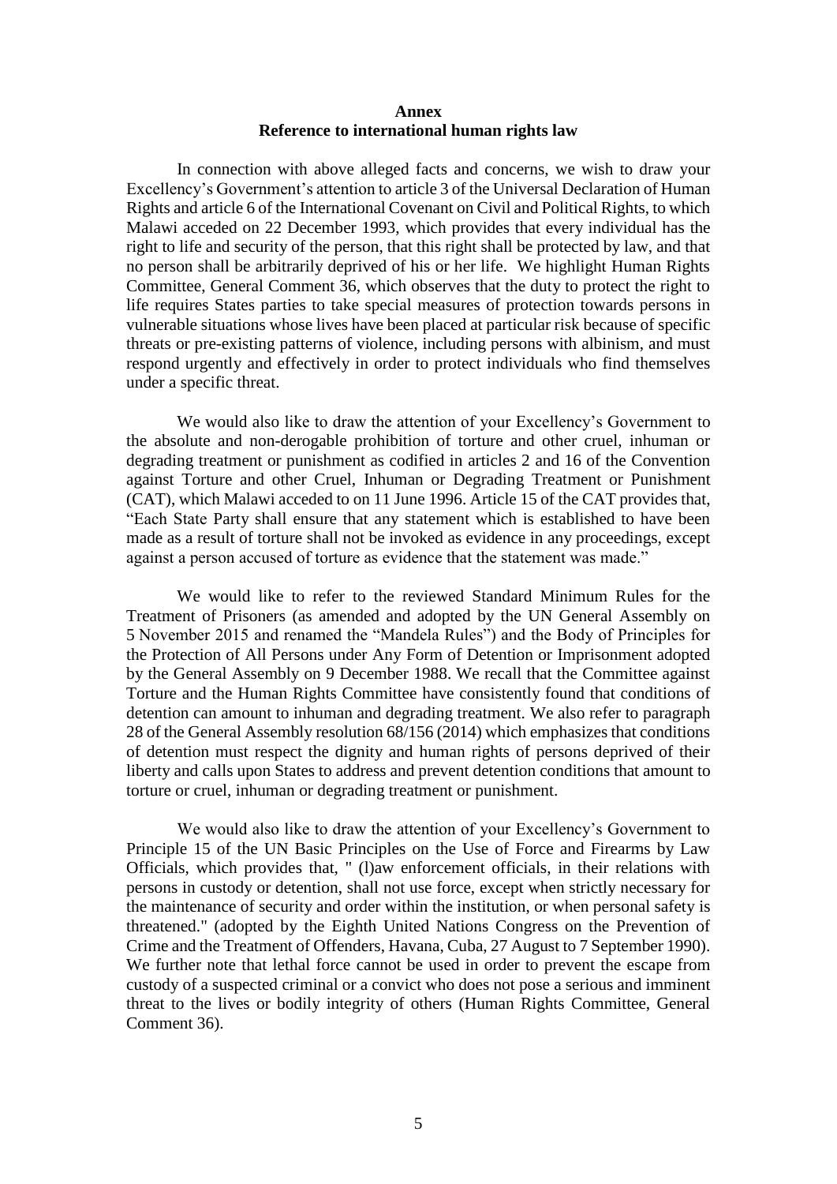## Annex

### Reference to international human rights law

In connection with above alleged facts and concerns, we wish to draw your Excellency's Government's attention to article 3 of the Universal Declaration of Human Rights and article 6 of the International Covenant on Civil and Political Rights, to which Malawi acceded on 22 December 1993, which provides that every individual has the right to life and security of the person, that this right shall be protected by law, and that no person shall be arbitrarily deprived of his or her life. We highlight Human Rights Committee, General Comment 36, which observes that the duty to protect the right to life requires States parties to take special measures of protection towards persons in vulnerable situations whose lives have been placed at particular risk because of specific threats or pre-existing patterns of violence, including persons with albinism, and must respond urgently and effectively in order to protect individuals who find themselves under a specific threat.

We would also like to draw the attention of your Excellency's Government to the absolute and non-derogable prohibition of torture and other cruel, inhuman or degrading treatment or punishment as codified in articles 2 and 16 of the Convention against Torture and other Cruel, Inhuman or Degrading Treatment or Punishment (CAT), which Malawi acceded to on 11 June 1996. Article 15 of the CAT provides that, "Each State Party shall ensure that any statement which is established to have been made as a result of torture shall not be invoked as evidence in any proceedings, except against a person accused of torture as evidence that the statement was made."

We would like to refer to the reviewed Standard Minimum Rules for the Treatment of Prisoners (as amended and adopted by the UN General Assembly on 5 November 2015 and renamed the "Mandela Rules") and the Body of Principles for the Protection of All Persons under Any Form of Detention or Imprisonment adopted by the General Assembly on 9 December 1988. We recall that the Committee against Torture and the Human Rights Committee have consistently found that conditions of detention can amount to inhuman and degrading treatment. We also refer to paragraph 28 of the General Assembly resolution 68/156 (2014) which emphasizes that conditions of detention must respect the dignity and human rights of persons deprived of their liberty and calls upon States to address and prevent detention conditions that amount to torture or cruel, inhuman or degrading treatment or punishment.

We would also like to draw the attention of your Excellency's Government to Principle 15 of the UN Basic Principles on the Use of Force and Firearms by Law Officials, which provides that, " (l)aw enforcement officials, in their relations with persons in custody or detention, shall not use force, except when strictly necessary for the maintenance of security and order within the institution, or when personal safety is threatened." (adopted by the Eighth United Nations Congress on the Prevention of Crime and the Treatment of Offenders, Havana, Cuba, 27 August to 7 September 1990). We further note that lethal force cannot be used in order to prevent the escape from custody of a suspected criminal or a convict who does not pose a serious and imminent threat to the lives or bodily integrity of others (Human Rights Committee, General Comment 36).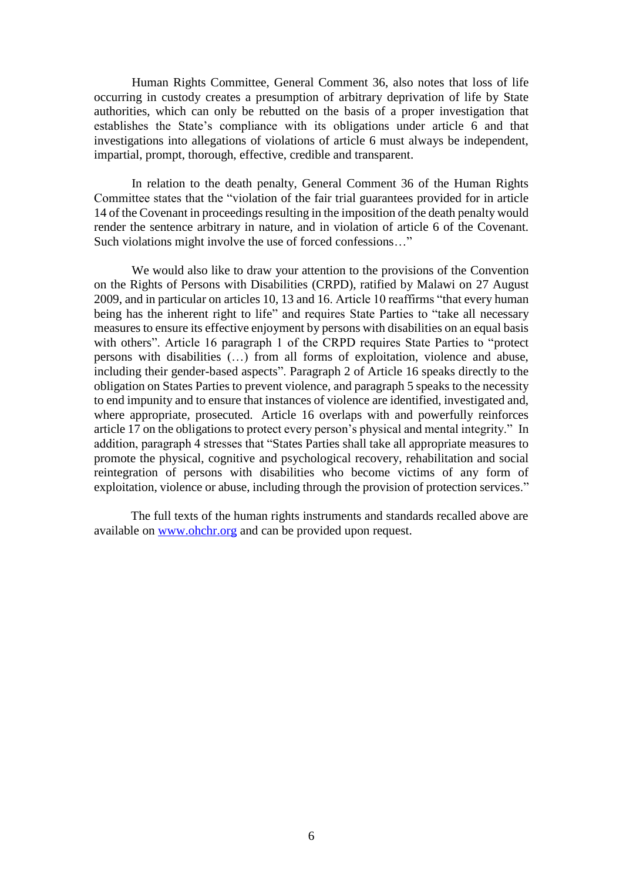Human Rights Committee, General Comment 36, also notes that loss of life occurring in custody creates a presumption of arbitrary deprivation of life by State authorities, which can only be rebutted on the basis of a proper investigation that establishes the State's compliance with its obligations under article 6 and that investigations into allegations of violations of article 6 must always be independent, impartial, prompt, thorough, effective, credible and transparent.

In relation to the death penalty, General Comment 36 of the Human Rights Committee states that the "violation of the fair trial guarantees provided for in article 14 of the Covenant in proceedings resulting in the imposition of the death penalty would render the sentence arbitrary in nature, and in violation of article 6 of the Covenant. Such violations might involve the use of forced confessions…"

We would also like to draw your attention to the provisions of the Convention on the Rights of Persons with Disabilities (CRPD), ratified by Malawi on 27 August 2009, and in particular on articles 10, 13 and 16. Article 10 reaffirms "that every human being has the inherent right to life" and requires State Parties to "take all necessary measures to ensure its effective enjoyment by persons with disabilities on an equal basis with others". Article 16 paragraph 1 of the CRPD requires State Parties to "protect persons with disabilities (…) from all forms of exploitation, violence and abuse, including their gender-based aspects". Paragraph 2 of Article 16 speaks directly to the obligation on States Parties to prevent violence, and paragraph 5 speaks to the necessity to end impunity and to ensure that instances of violence are identified, investigated and, where appropriate, prosecuted. Article 16 overlaps with and powerfully reinforces article 17 on the obligations to protect every person's physical and mental integrity." In addition, paragraph 4 stresses that "States Parties shall take all appropriate measures to promote the physical, cognitive and psychological recovery, rehabilitation and social reintegration of persons with disabilities who become victims of any form of exploitation, violence or abuse, including through the provision of protection services."

The full texts of the human rights instruments and standards recalled above are available on [www.ohchr.org](http://www.ohchr.org) and can be provided upon request.